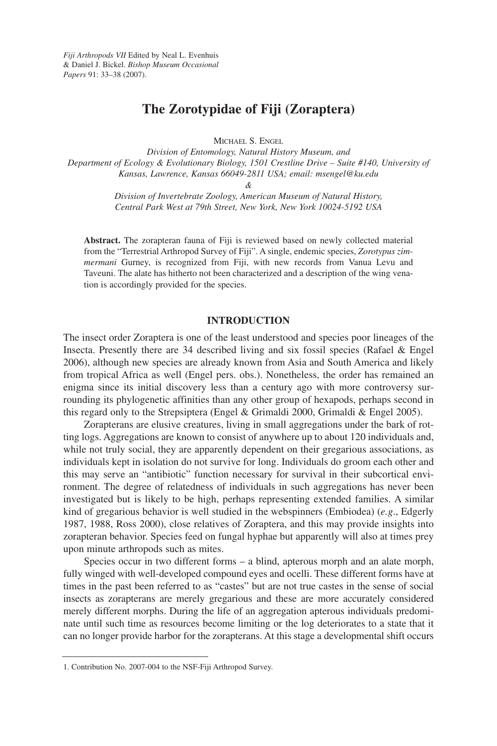*Fiji Arthropods VII* Edited by Neal L. Evenhuis & Daniel J. Bickel. *Bishop Museum Occasional Papers* 91: 33–38 (2007).

# The Zorotypidae of Fiji (Zoraptera)

MICHAEL S. ENGEL

*Division of Entomology, Natural History Museum, and Department of Ecology & Evolutionary Biology, 1501 Crestline Drive – Suite #140, University of Kansas, Lawrence, Kansas 66049-2811 USA; email: msengel@ku.edu*

*&*

*Division of Invertebrate Zoology, American Museum of Natural History, Central Park West at 79th Street, New York, New York 10024-5192 USA*

**Abstract.** The zorapteran fauna of Fiji is reviewed based on newly collected material from the "Terrestrial Arthropod Survey of Fiji". A single, endemic species, *Zorotypus zimmermani* Gurney, is recognized from Fiji, with new records from Vanua Levu and Taveuni. The alate has hitherto not been characterized and a description of the wing venation is accordingly provided for the species.

## INTRODUCTION

The insect order Zoraptera is one of the least understood and species poor lineages of the Insecta. Presently there are 34 described living and six fossil species (Rafael & Engel 2006), although new species are already known from Asia and South America and likely from tropical Africa as well (Engel pers. obs.). Nonetheless, the order has remained an enigma since its initial discovery less than a century ago with more controversy surrounding its phylogenetic affinities than any other group of hexapods, perhaps second in this regard only to the Strepsiptera (Engel & Grimaldi 2000, Grimaldi & Engel 2005).

Zorapterans are elusive creatures, living in small aggregations under the bark of rotting logs. Aggregations are known to consist of anywhere up to about 120 individuals and, while not truly social, they are apparently dependent on their gregarious associations, as individuals kept in isolation do not survive for long. Individuals do groom each other and this may serve an "antibiotic" function necessary for survival in their subcortical environment. The degree of relatedness of individuals in such aggregations has never been investigated but is likely to be high, perhaps representing extended families. A similar kind of gregarious behavior is well studied in the webspinners (Embiodea) (*e.g*., Edgerly 1987, 1988, Ross 2000), close relatives of Zoraptera, and this may provide insights into zorapteran behavior. Species feed on fungal hyphae but apparently will also at times prey upon minute arthropods such as mites.

Species occur in two different forms – a blind, apterous morph and an alate morph, fully winged with well-developed compound eyes and ocelli. These different forms have at times in the past been referred to as "castes" but are not true castes in the sense of social insects as zorapterans are merely gregarious and these are more accurately considered merely different morphs. During the life of an aggregation apterous individuals predominate until such time as resources become limiting or the log deteriorates to a state that it can no longer provide harbor for the zorapterans. At this stage a developmental shift occurs

1. Contribution No. 2007-004 to the NSF-Fiji Arthropod Survey.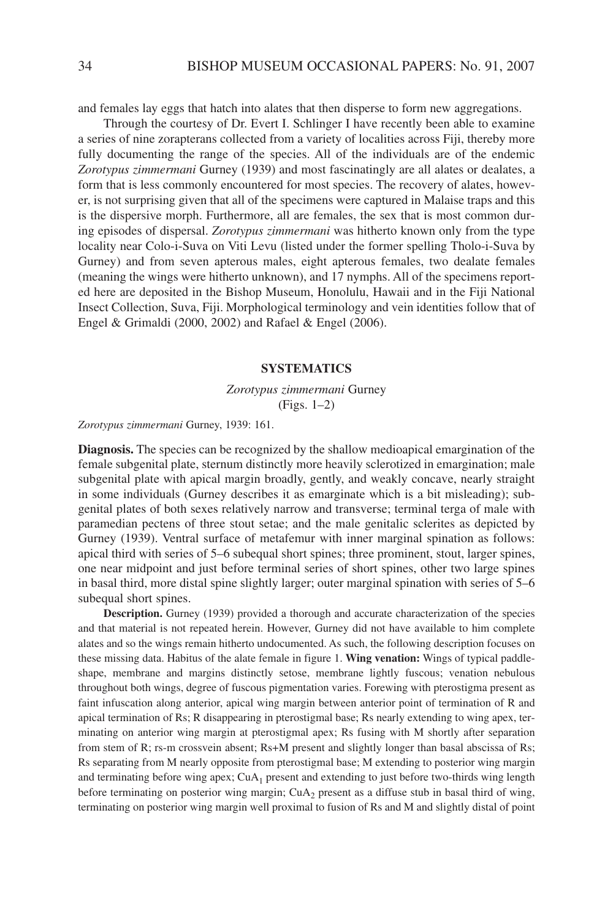and females lay eggs that hatch into alates that then disperse to form new aggregations.

Through the courtesy of Dr. Evert I. Schlinger I have recently been able to examine a series of nine zorapterans collected from a variety of localities across Fiji, thereby more fully documenting the range of the species. All of the individuals are of the endemic *Zorotypus zimmermani* Gurney (1939) and most fascinatingly are all alates or dealates, a form that is less commonly encountered for most species. The recovery of alates, however, is not surprising given that all of the specimens were captured in Malaise traps and this is the dispersive morph. Furthermore, all are females, the sex that is most common during episodes of dispersal. *Zorotypus zimmermani* was hitherto known only from the type locality near Colo-i-Suva on Viti Levu (listed under the former spelling Tholo-i-Suva by Gurney) and from seven apterous males, eight apterous females, two dealate females (meaning the wings were hitherto unknown), and 17 nymphs. All of the specimens reported here are deposited in the Bishop Museum, Honolulu, Hawaii and in the Fiji National Insect Collection, Suva, Fiji. Morphological terminology and vein identities follow that of Engel & Grimaldi (2000, 2002) and Rafael & Engel (2006).

## SYSTEMATICS

*Zorotypus zimmermani* Gurney
(Figs. 1–2)

*Zorotypus zimmermani* Gurney, 1939: 161.

**Diagnosis.** The species can be recognized by the shallow medioapical emargination of the female subgenital plate, sternum distinctly more heavily sclerotized in emargination; male subgenital plate with apical margin broadly, gently, and weakly concave, nearly straight in some individuals (Gurney describes it as emarginate which is a bit misleading); subgenital plates of both sexes relatively narrow and transverse; terminal terga of male with paramedian pectens of three stout setae; and the male genitalic sclerites as depicted by Gurney (1939). Ventral surface of metafemur with inner marginal spination as follows: apical third with series of 5–6 subequal short spines; three prominent, stout, larger spines, one near midpoint and just before terminal series of short spines, other two large spines in basal third, more distal spine slightly larger; outer marginal spination with series of 5–6 subequal short spines.

**Description.** Gurney (1939) provided a thorough and accurate characterization of the species and that material is not repeated herein. However, Gurney did not have available to him complete alates and so the wings remain hitherto undocumented. As such, the following description focuses on these missing data. Habitus of the alate female in figure 1. **Wing venation:** Wings of typical paddle-shape, membrane and margins distinctly setose, membrane lightly fuscous; venation nebulous throughout both wings, degree of fuscous pigmentation varies. Forewing with pterostigma present as faint infuscation along anterior, apical wing margin between anterior point of termination of R and apical termination of Rs; R disappearing in pterostigmal base; Rs nearly extending to wing apex, terminating on anterior wing margin at pterostigmal apex; Rs fusing with M shortly after separation from stem of R; rs-m crossvein absent; Rs+M present and slightly longer than basal abscissa of Rs; Rs separating from M nearly opposite from pterostigmal base; M extending to posterior wing margin and terminating before wing apex; $CuA_1$ present and extending to just before two-thirds wing length before terminating on posterior wing margin; $CuA_2$ present as a diffuse stub in basal third of wing, terminating on posterior wing margin well proximal to fusion of Rs and M and slightly distal of point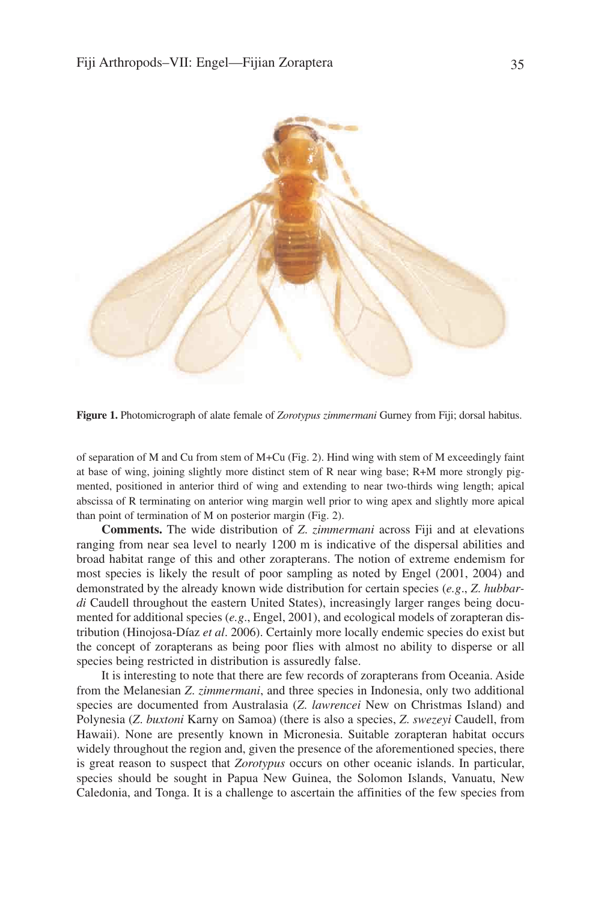**Figure 1.** Photomicrograph of alate female of *Zorotypus zimmermani* Gurney from Fiji; dorsal habitus.

of separation of M and Cu from stem of M+Cu (Fig. 2). Hind wing with stem of M exceedingly faint at base of wing, joining slightly more distinct stem of R near wing base; R+M more strongly pigmented, positioned in anterior third of wing and extending to near two-thirds wing length; apical abscissa of R terminating on anterior wing margin well prior to wing apex and slightly more apical than point of termination of M on posterior margin (Fig. 2).

**Comments.** The wide distribution of *Z. zimmermani* across Fiji and at elevations ranging from near sea level to nearly 1200 m is indicative of the dispersal abilities and broad habitat range of this and other zorapterans. The notion of extreme endemism for most species is likely the result of poor sampling as noted by Engel (2001, 2004) and demonstrated by the already known wide distribution for certain species (*e.g*., *Z. hubbardi* Caudell throughout the eastern United States), increasingly larger ranges being documented for additional species (*e.g*., Engel, 2001), and ecological models of zorapteran distribution (Hinojosa-Díaz *et al*. 2006). Certainly more locally endemic species do exist but the concept of zorapterans as being poor flies with almost no ability to disperse or all species being restricted in distribution is assuredly false.

It is interesting to note that there are few records of zorapterans from Oceania. Aside from the Melanesian *Z. zimmermani*, and three species in Indonesia, only two additional species are documented from Australasia (*Z. lawrencei* New on Christmas Island) and Polynesia (*Z. buxtoni* Karny on Samoa) (there is also a species, *Z. swezeyi* Caudell, from Hawaii). None are presently known in Micronesia. Suitable zorapteran habitat occurs widely throughout the region and, given the presence of the aforementioned species, there is great reason to suspect that *Zorotypus* occurs on other oceanic islands. In particular, species should be sought in Papua New Guinea, the Solomon Islands, Vanuatu, New Caledonia, and Tonga. It is a challenge to ascertain the affinities of the few species from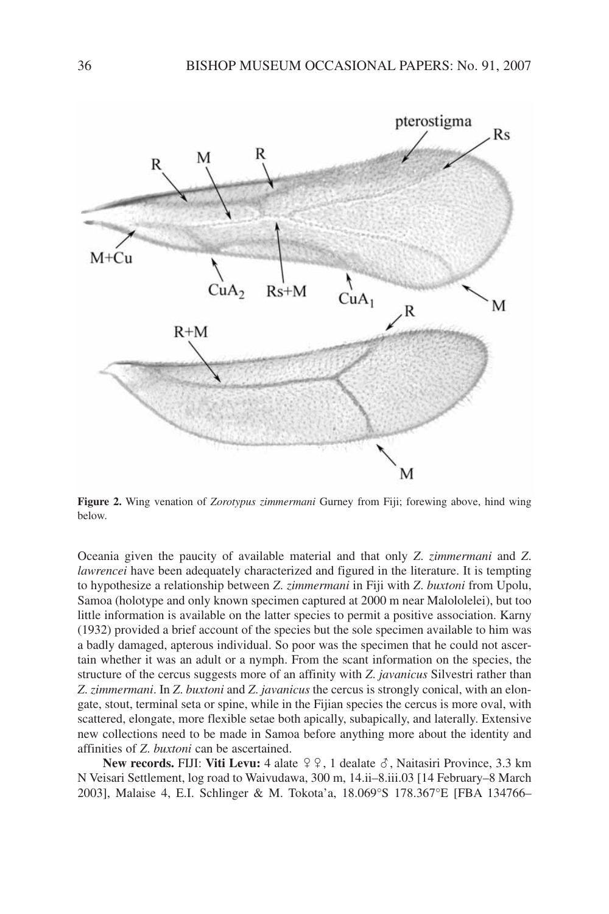**Figure 2.** Wing venation of *Zorotypus zimmermani* Gurney from Fiji; forewing above, hind wing below.

Oceania given the paucity of available material and that only *Z. zimmermani* and *Z. lawrencei* have been adequately characterized and figured in the literature. It is tempting to hypothesize a relationship between *Z. zimmermani* in Fiji with *Z. buxtoni* from Upolu, Samoa (holotype and only known specimen captured at 2000 m near Malololelei), but too little information is available on the latter species to permit a positive association. Karny (1932) provided a brief account of the species but the sole specimen available to him was a badly damaged, apterous individual. So poor was the specimen that he could not ascertain whether it was an adult or a nymph. From the scant information on the species, the structure of the cercus suggests more of an affinity with *Z. javanicus* Silvestri rather than *Z. zimmermani*. In *Z. buxtoni* and *Z. javanicus* the cercus is strongly conical, with an elongate, stout, terminal seta or spine, while in the Fijian species the cercus is more oval, with scattered, elongate, more flexible setae both apically, subapically, and laterally. Extensive new collections need to be made in Samoa before anything more about the identity and affinities of *Z. buxtoni* can be ascertained.

**New records.** FIJI: **Viti Levu:** 4 alate ♀♀, 1 dealate ♂, Naitasiri Province, 3.3 km N Veisari Settlement, log road to Waivudawa, 300 m, 14.ii–8.iii.03 [14 February–8 March 2003], Malaise 4, E.I. Schlinger & M. Tokota'a, 18.069°S 178.367°E [FBA 134766–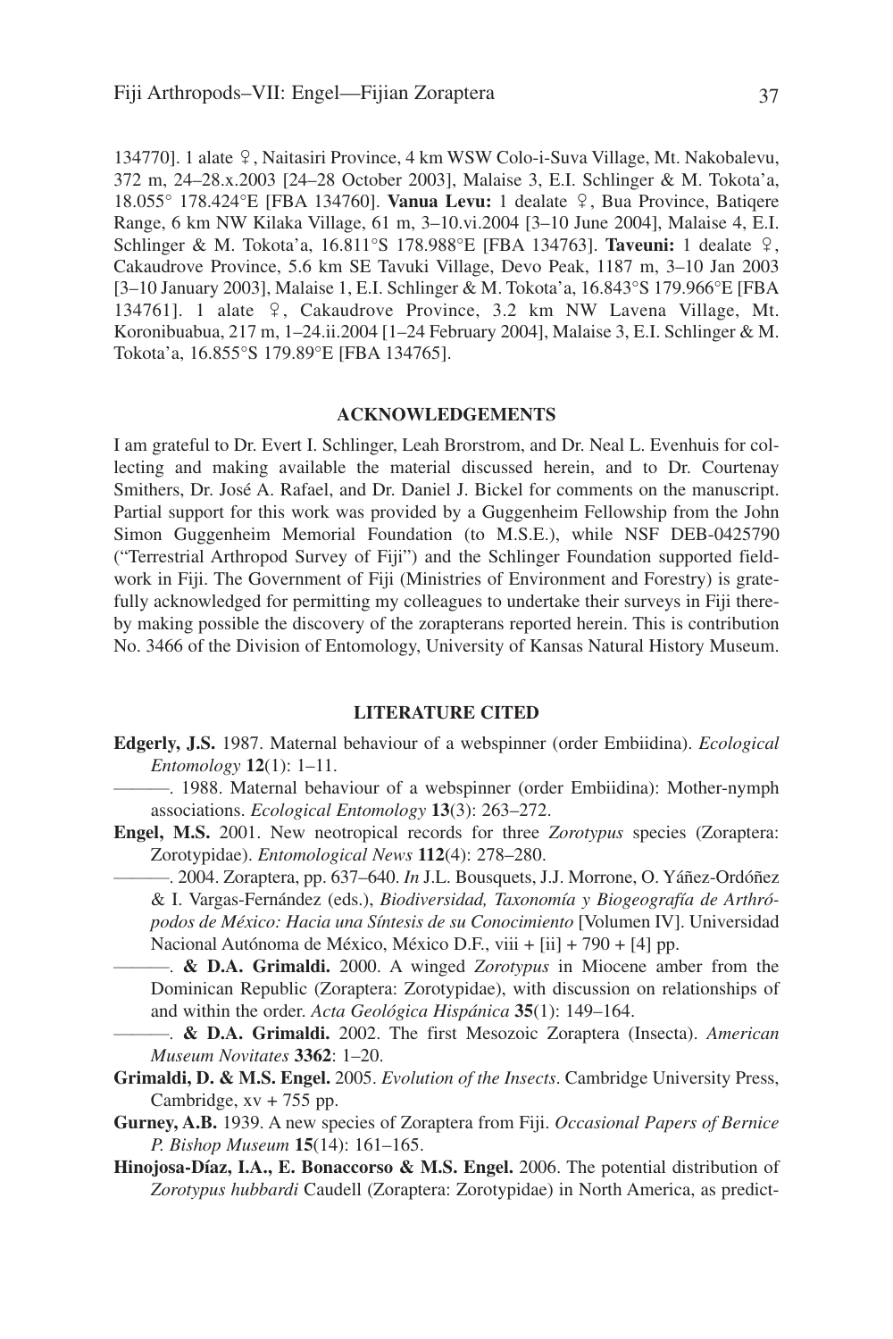134770]. 1 alate ♀, Naitasiri Province, 4 km WSW Colo-i-Suva Village, Mt. Nakobalevu, 372 m, 24–28.x.2003 [24–28 October 2003], Malaise 3, E.I. Schlinger & M. Tokota'a, 18.055° 178.424°E [FBA 134760]. **Vanua Levu:** 1 dealate ♀, Bua Province, Batiqere Range, 6 km NW Kilaka Village, 61 m, 3–10.vi.2004 [3–10 June 2004], Malaise 4, E.I. Schlinger & M. Tokota'a, 16.811°S 178.988°E [FBA 134763]. **Taveuni:** 1 dealate ♀, Cakaudrove Province, 5.6 km SE Tavuki Village, Devo Peak, 1187 m, 3–10 Jan 2003 [3–10 January 2003], Malaise 1, E.I. Schlinger & M. Tokota'a, 16.843°S 179.966°E [FBA 134761]. 1 alate ♀, Cakaudrove Province, 3.2 km NW Lavena Village, Mt. Koronibuabua, 217 m, 1–24.ii.2004 [1–24 February 2004], Malaise 3, E.I. Schlinger & M. Tokota'a, 16.855°S 179.89°E [FBA 134765].

## ACKNOWLEDGEMENTS

I am grateful to Dr. Evert I. Schlinger, Leah Brorstrom, and Dr. Neal L. Evenhuis for collecting and making available the material discussed herein, and to Dr. Courtenay Smithers, Dr. José A. Rafael, and Dr. Daniel J. Bickel for comments on the manuscript. Partial support for this work was provided by a Guggenheim Fellowship from the John Simon Guggenheim Memorial Foundation (to M.S.E.), while NSF DEB-0425790 ("Terrestrial Arthropod Survey of Fiji") and the Schlinger Foundation supported fieldwork in Fiji. The Government of Fiji (Ministries of Environment and Forestry) is gratefully acknowledged for permitting my colleagues to undertake their surveys in Fiji thereby making possible the discovery of the zorapterans reported herein. This is contribution No. 3466 of the Division of Entomology, University of Kansas Natural History Museum.

## LITERATURE CITED

**Edgerly, J.S.** 1987. Maternal behaviour of a webspinner (order Embiidina). *Ecological Entomology* **12**(1): 1–11.

———. 1988. Maternal behaviour of a webspinner (order Embiidina): Mother-nymph associations. *Ecological Entomology* **13**(3): 263–272.

**Engel, M.S.** 2001. New neotropical records for three *Zorotypus* species (Zoraptera: Zorotypidae). *Entomological News* **112**(4): 278–280.

———. 2004. Zoraptera, pp. 637–640. *In* J.L. Bousquets, J.J. Morrone, O. Yáñez-Ordóñez & I. Vargas-Fernández (eds.), *Biodiversidad, Taxonomía y Biogeografía de Arthrópodos de México: Hacia una Síntesis de su Conocimiento* [Volumen IV]. Universidad Nacional Autónoma de México, México D.F., viii + [ii] + 790 + [4] pp.

———. **& D.A. Grimaldi.** 2000. A winged *Zorotypus* in Miocene amber from the Dominican Republic (Zoraptera: Zorotypidae), with discussion on relationships of and within the order. *Acta Geológica Hispánica* **35**(1): 149–164.

———. **& D.A. Grimaldi.** 2002. The first Mesozoic Zoraptera (Insecta). *American Museum Novitates* **3362**: 1–20.

**Grimaldi, D. & M.S. Engel.** 2005. *Evolution of the Insects*. Cambridge University Press, Cambridge, xv + 755 pp.

**Gurney, A.B.** 1939. A new species of Zoraptera from Fiji. *Occasional Papers of Bernice P. Bishop Museum* **15**(14): 161–165.

**Hinojosa-Díaz, I.A., E. Bonaccorso & M.S. Engel.** 2006. The potential distribution of *Zorotypus hubbardi* Caudell (Zoraptera: Zorotypidae) in North America, as predict-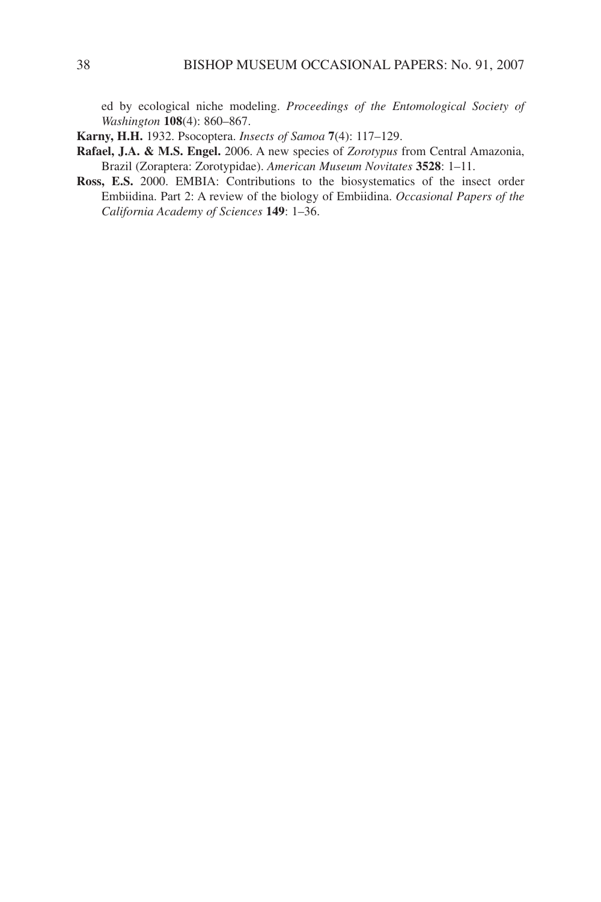ed by ecological niche modeling. *Proceedings of the Entomological Society of Washington* **108**(4): 860–867.

**Karny, H.H.** 1932. Psocoptera. *Insects of Samoa* **7**(4): 117–129.

**Rafael, J.A. & M.S. Engel.** 2006. A new species of *Zorotypus* from Central Amazonia, Brazil (Zoraptera: Zorotypidae). *American Museum Novitates* **3528**: 1–11.

**Ross, E.S.** 2000. EMBIA: Contributions to the biosystematics of the insect order Embiidina. Part 2: A review of the biology of Embiidina. *Occasional Papers of the California Academy of Sciences* **149**: 1–36.